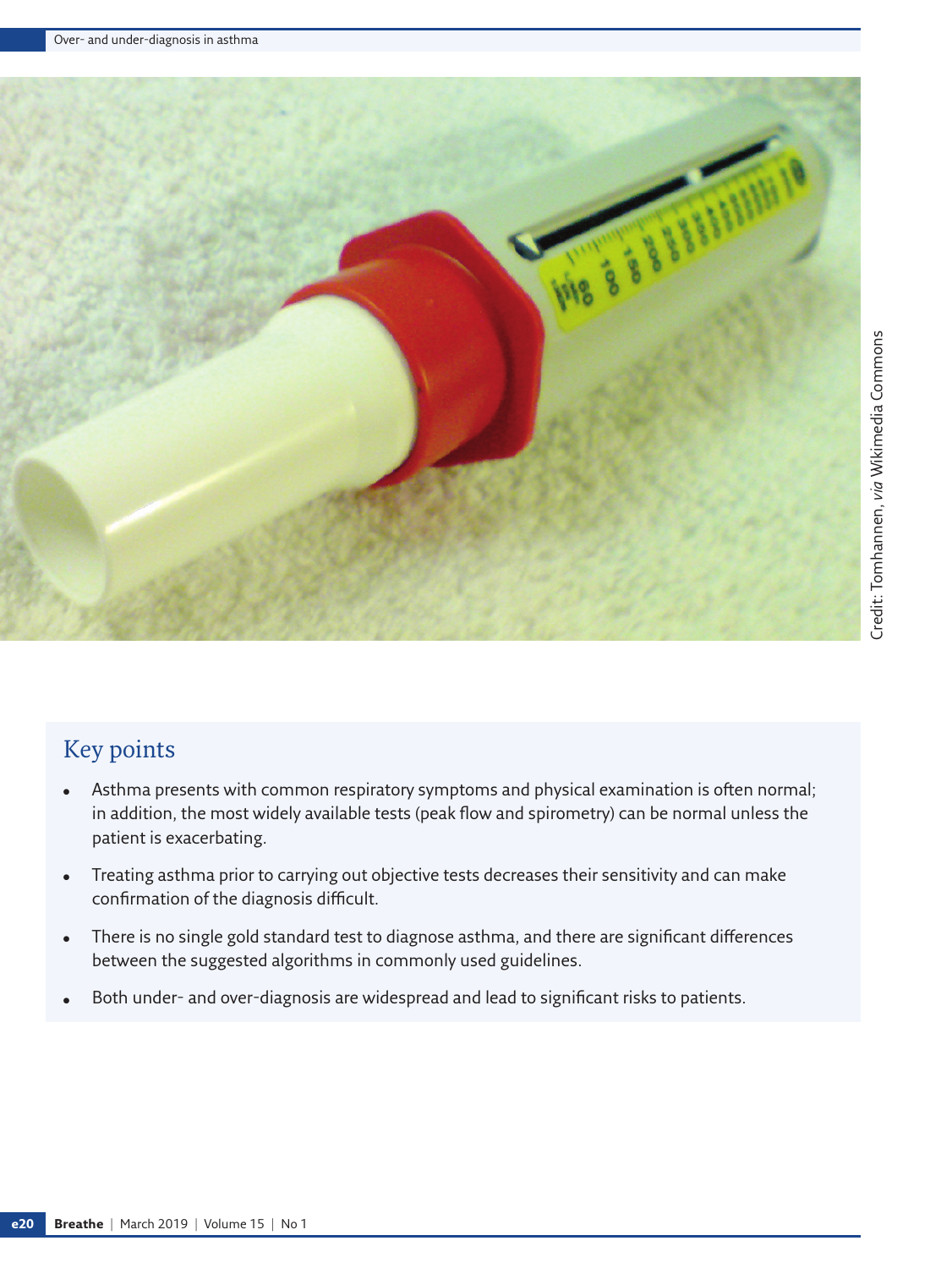Credit: Tomhannen, *via* Wikimedia Commons

## Key points

- Asthma presents with common respiratory symptoms and physical examination is often normal; in addition, the most widely available tests (peak flow and spirometry) can be normal unless the patient is exacerbating.
- Treating asthma prior to carrying out objective tests decreases their sensitivity and can make confirmation of the diagnosis difficult.
- There is no single gold standard test to diagnose asthma, and there are significant differences between the suggested algorithms in commonly used guidelines.
- Both under- and over-diagnosis are widespread and lead to significant risks to patients.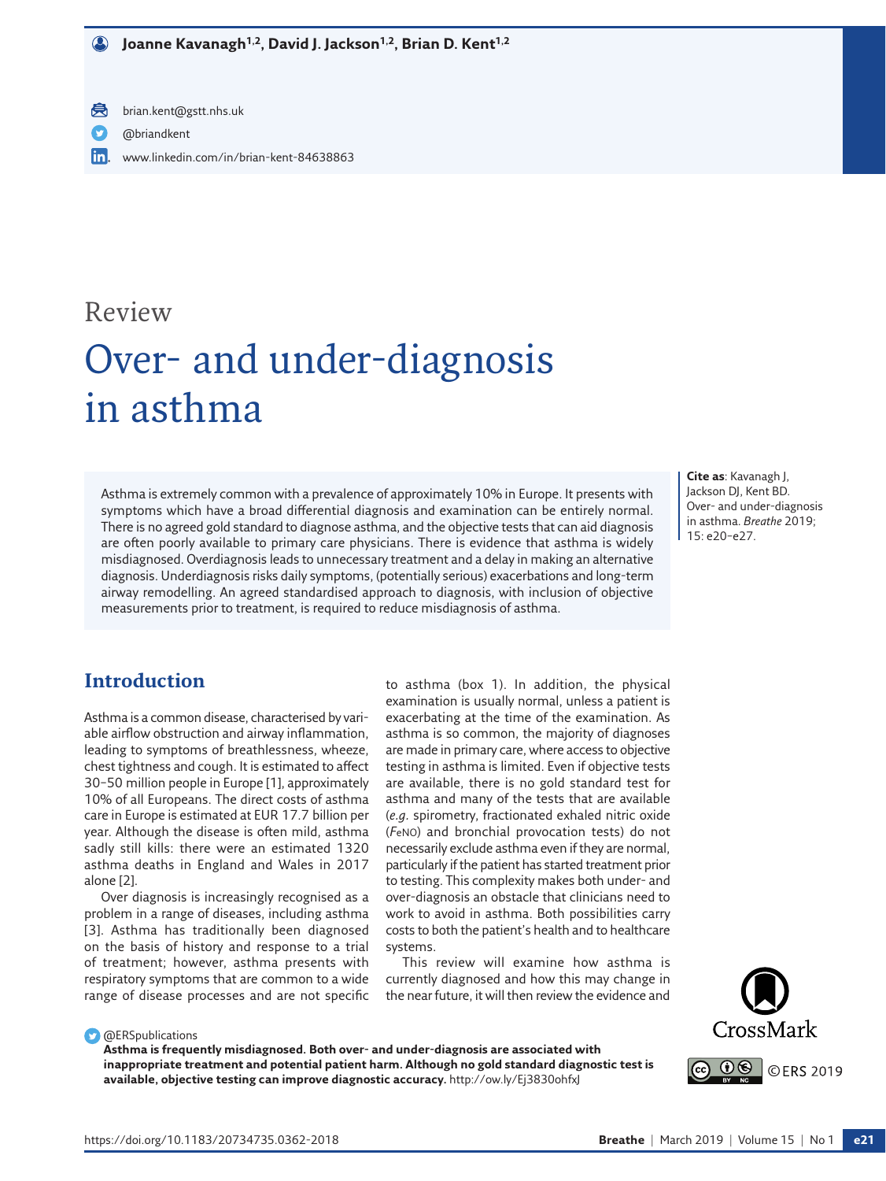**Joanne Kavanagh[1,2], David J. Jackson[1,2], Brian D. Kent[1,2]**

brian.kent@gstt.nhs.uk

@briandkent

www.linkedin.com/in/brian-kent-84638863

Review

# Over- and under-diagnosis in asthma

Asthma is extremely common with a prevalence of approximately 10% in Europe. It presents with symptoms which have a broad differential diagnosis and examination can be entirely normal. There is no agreed gold standard to diagnose asthma, and the objective tests that can aid diagnosis are often poorly available to primary care physicians. There is evidence that asthma is widely misdiagnosed. Overdiagnosis leads to unnecessary treatment and a delay in making an alternative diagnosis. Underdiagnosis risks daily symptoms, (potentially serious) exacerbations and long-term airway remodelling. An agreed standardised approach to diagnosis, with inclusion of objective measurements prior to treatment, is required to reduce misdiagnosis of asthma.

**Cite as**: Kavanagh J, Jackson DJ, Kent BD. Over- and under-diagnosis in asthma. *Breathe* 2019; 15: e20–e27.

## Introduction

Asthma is a common disease, characterised by variable airflow obstruction and airway inflammation, leading to symptoms of breathlessness, wheeze, chest tightness and cough. It is estimated to affect 30–50 million people in Europe [1], approximately 10% of all Europeans. The direct costs of asthma care in Europe is estimated at EUR 17.7 billion per year. Although the disease is often mild, asthma sadly still kills: there were an estimated 1320 asthma deaths in England and Wales in 2017 alone [2].

Over diagnosis is increasingly recognised as a problem in a range of diseases, including asthma [3]. Asthma has traditionally been diagnosed on the basis of history and response to a trial of treatment; however, asthma presents with respiratory symptoms that are common to a wide range of disease processes and are not specific to asthma (box 1). In addition, the physical examination is usually normal, unless a patient is exacerbating at the time of the examination. As asthma is so common, the majority of diagnoses are made in primary care, where access to objective testing in asthma is limited. Even if objective tests are available, there is no gold standard test for asthma and many of the tests that are available (*e.g.* spirometry, fractionated exhaled nitric oxide ($F_{eNO}$) and bronchial provocation tests) do not necessarily exclude asthma even if they are normal, particularly if the patient has started treatment prior to testing. This complexity makes both under- and over-diagnosis an obstacle that clinicians need to work to avoid in asthma. Both possibilities carry costs to both the patient's health and to healthcare systems.

This review will examine how asthma is currently diagnosed and how this may change in the near future, it will then review the evidence and

@ERSpublications

**Asthma is frequently misdiagnosed. Both over- and under-diagnosis are associated with inappropriate treatment and potential patient harm. Although no gold standard diagnostic test is available, objective testing can improve diagnostic accuracy.** http://ow.ly/Ej3830ohfxJ

©ERS 2019

https://doi.org/10.1183/20734735.0362-2018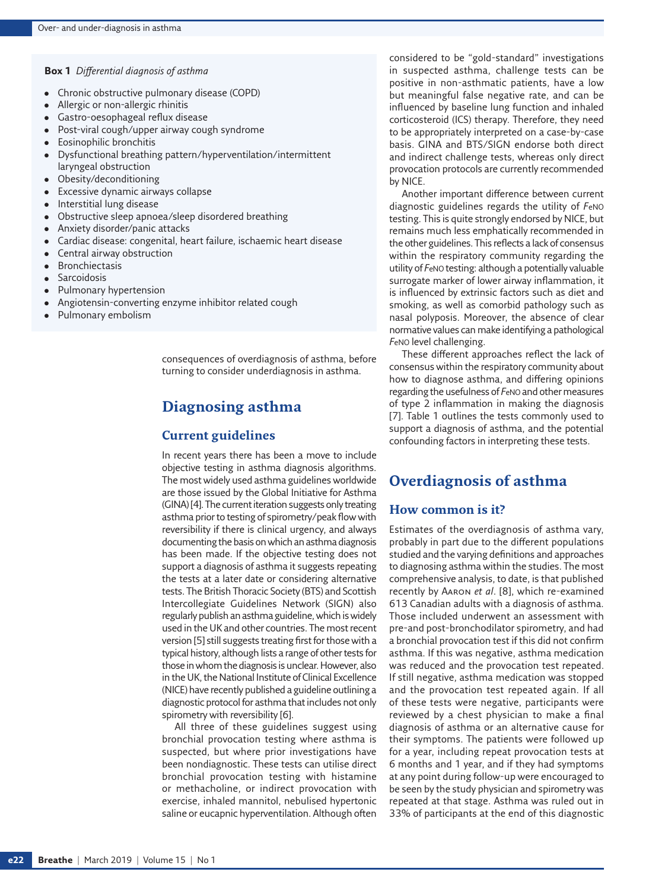**Box 1** *Differential diagnosis of asthma*

- Chronic obstructive pulmonary disease (COPD)
- Allergic or non-allergic rhinitis
- Gastro-oesophageal reflux disease
- Post-viral cough/upper airway cough syndrome
- Eosinophilic bronchitis
- Dysfunctional breathing pattern/hyperventilation/intermittent laryngeal obstruction
- Obesity/deconditioning
- Excessive dynamic airways collapse
- Interstitial lung disease
- Obstructive sleep apnoea/sleep disordered breathing
- Anxiety disorder/panic attacks
- Cardiac disease: congenital, heart failure, ischaemic heart disease
- Central airway obstruction
- Bronchiectasis
- Sarcoidosis
- Pulmonary hypertension
- Angiotensin-converting enzyme inhibitor related cough
- Pulmonary embolism

consequences of overdiagnosis of asthma, before turning to consider underdiagnosis in asthma.

## Diagnosing asthma

### Current guidelines

In recent years there has been a move to include objective testing in asthma diagnosis algorithms. The most widely used asthma guidelines worldwide are those issued by the Global Initiative for Asthma (GINA) [4]. The current iteration suggests only treating asthma prior to testing of spirometry/peak flow with reversibility if there is clinical urgency, and always documenting the basis on which an asthma diagnosis has been made. If the objective testing does not support a diagnosis of asthma it suggests repeating the tests at a later date or considering alternative tests. The British Thoracic Society (BTS) and Scottish Intercollegiate Guidelines Network (SIGN) also regularly publish an asthma guideline, which is widely used in the UK and other countries. The most recent version [5] still suggests treating first for those with a typical history, although lists a range of other tests for those in whom the diagnosis is unclear. However, also in the UK, the National Institute of Clinical Excellence (NICE) have recently published a guideline outlining a diagnostic protocol for asthma that includes not only spirometry with reversibility [6].

All three of these guidelines suggest using bronchial provocation testing where asthma is suspected, but where prior investigations have been nondiagnostic. These tests can utilise direct bronchial provocation testing with histamine or methacholine, or indirect provocation with exercise, inhaled mannitol, nebulised hypertonic saline or eucapnic hyperventilation. Although often considered to be "gold-standard" investigations in suspected asthma, challenge tests can be positive in non-asthmatic patients, have a low but meaningful false negative rate, and can be influenced by baseline lung function and inhaled corticosteroid (ICS) therapy. Therefore, they need to be appropriately interpreted on a case-by-case basis. GINA and BTS/SIGN endorse both direct and indirect challenge tests, whereas only direct provocation protocols are currently recommended by NICE.

Another important difference between current diagnostic guidelines regards the utility of $F_{eNO}$ testing. This is quite strongly endorsed by NICE, but remains much less emphatically recommended in the other guidelines. This reflects a lack of consensus within the respiratory community regarding the utility of $F_{eNO}$ testing: although a potentially valuable surrogate marker of lower airway inflammation, it is influenced by extrinsic factors such as diet and smoking, as well as comorbid pathology such as nasal polyposis. Moreover, the absence of clear normative values can make identifying a pathological $F_{eNO}$ level challenging.

These different approaches reflect the lack of consensus within the respiratory community about how to diagnose asthma, and differing opinions regarding the usefulness of $F_{eNO}$ and other measures of type 2 inflammation in making the diagnosis [7]. Table 1 outlines the tests commonly used to support a diagnosis of asthma, and the potential confounding factors in interpreting these tests.

## Overdiagnosis of asthma

### How common is it?

Estimates of the overdiagnosis of asthma vary, probably in part due to the different populations studied and the varying definitions and approaches to diagnosing asthma within the studies. The most comprehensive analysis, to date, is that published recently by Aaron *et al*. [8], which re-examined 613 Canadian adults with a diagnosis of asthma. Those included underwent an assessment with pre-and post-bronchodilator spirometry, and had a bronchial provocation test if this did not confirm asthma. If this was negative, asthma medication was reduced and the provocation test repeated. If still negative, asthma medication was stopped and the provocation test repeated again. If all of these tests were negative, participants were reviewed by a chest physician to make a final diagnosis of asthma or an alternative cause for their symptoms. The patients were followed up for a year, including repeat provocation tests at 6 months and 1 year, and if they had symptoms at any point during follow-up were encouraged to be seen by the study physician and spirometry was repeated at that stage. Asthma was ruled out in 33% of participants at the end of this diagnostic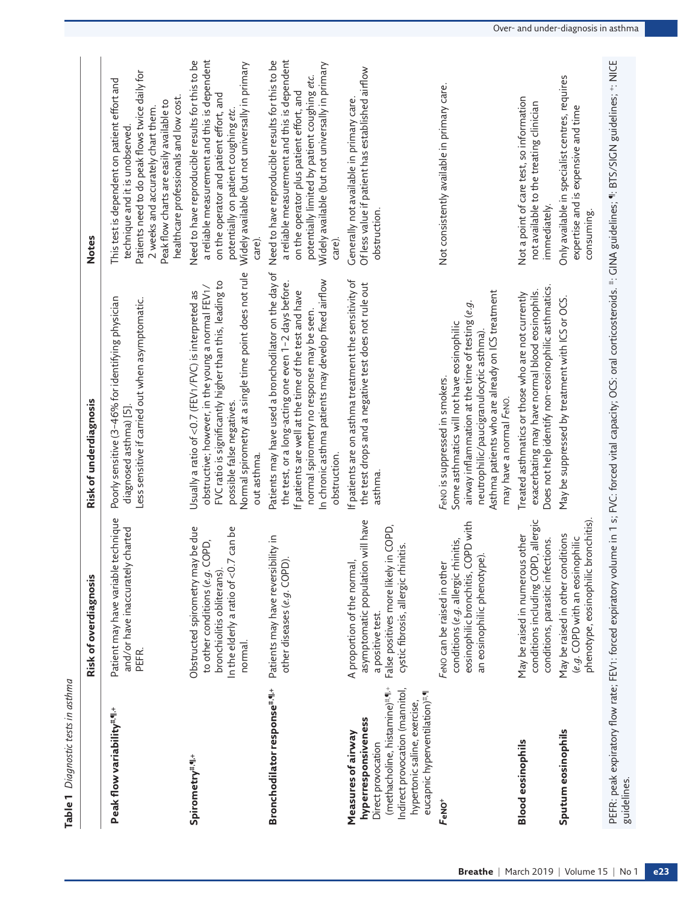**Table 1** *Diagnostic tests in asthma*

| | Risk of overdiagnosis | Risk of underdiagnosis | Notes |
|---|---|---|---|
| **Peak flow variability**[#,¶,+] | Patient may have variable technique and/or have inaccurately charted PEFR. | Poorly sensitive (3–46% for identifying physician diagnosed asthma) [5]. Less sensitive if carried out when asymptomatic. | This test is dependent on patient effort and technique and it is unobserved. Patients need to do peak flows twice daily for 2 weeks and accurately chart them. Peak flow charts are easily available to healthcare professionals and low cost. |
| **Spirometry**[#,¶,+] | Obstructed spirometry may be due to other conditions (*e.g.* COPD, bronchiolitis obliterans). In the elderly a ratio of <0.7 can be normal. | Usually a ratio of <0.7 ($FEV_1$/FVC) is interpreted as obstructive; however, in the young a normal $FEV_1$/FVC ratio is significantly higher than this, leading to possible false negatives. Normal spirometry at a single time point does not rule out asthma. | Need to have reproducible results for this to be a reliable measurement and this is dependent on the operator and patient effort, and potentially on patient coughing *etc.* Widely available (but not universally in primary care). |
| **Bronchodilator response**[#,¶,+] | Patients may have reversibility in other diseases (*e.g.* COPD). | Patients may have used a bronchodilator on the day of the test, or a long-acting one even 1–2 days before. If patients are well at the time of the test and have normal spirometry no response may be seen. In chronic asthma patients may develop fixed airflow obstruction. | Need to have reproducible results for this to be a reliable measurement and this is dependent on the operator plus patient effort, and potentially limited by patient coughing *etc.* Widely available (but not universally in primary care). |
| **Measures of airway hyperresponsiveness** Direct provocation (methacholine, histamine)[#,¶,+] Indirect provocation (mannitol, hypertonic saline, exercise, eucapnic hyperventilation)[#,¶] | A proportion of the normal, asymptomatic population will have a positive test. False positives more likely in COPD, cystic fibrosis, allergic rhinitis. | If patients are on asthma treatment the sensitivity of the test drops and a negative test does not rule out asthma. | Generally not available in primary care. Of less value if patient has established airflow obstruction. |
| ***F*eNO**[+] | *F*eNO can be raised in other conditions (*e.g.* allergic rhinitis, eosinophilic bronchitis, COPD with an eosinophilic phenotype). | *F*eNO is suppressed in smokers. Some asthmatics will not have eosinophilic airway inflammation at the time of testing (*e.g.* neutrophilic/paucigranulocytic asthma). Asthma patients who are already on ICS treatment may have a normal *F*eNO. | Not consistently available in primary care. |
| **Blood eosinophils** | May be raised in numerous other conditions including COPD, allergic conditions, parasitic infections. | Treated asthmatics or those who are not currently exacerbating may have normal blood eosinophils. Does not help identify non-eosinophilic asthmatics. | Not a point of care test, so information not available to the treating clinician immediately. |
| **Sputum eosinophils** | May be raised in other conditions (*e.g.* COPD with an eosinophilic phenotype, eosinophilic bronchitis). | May be suppressed by treatment with ICS or OCS. | Only available in specialist centres, requires expertise and is expensive and time consuming. |

PEFR: peak expiratory flow rate; $FEV_1$: forced expiratory volume in 1 s; FVC: forced vital capacity; OCS: oral corticosteroids. #: GINA guidelines; ¶: BTS/SIGN guidelines; +: NICE guidelines.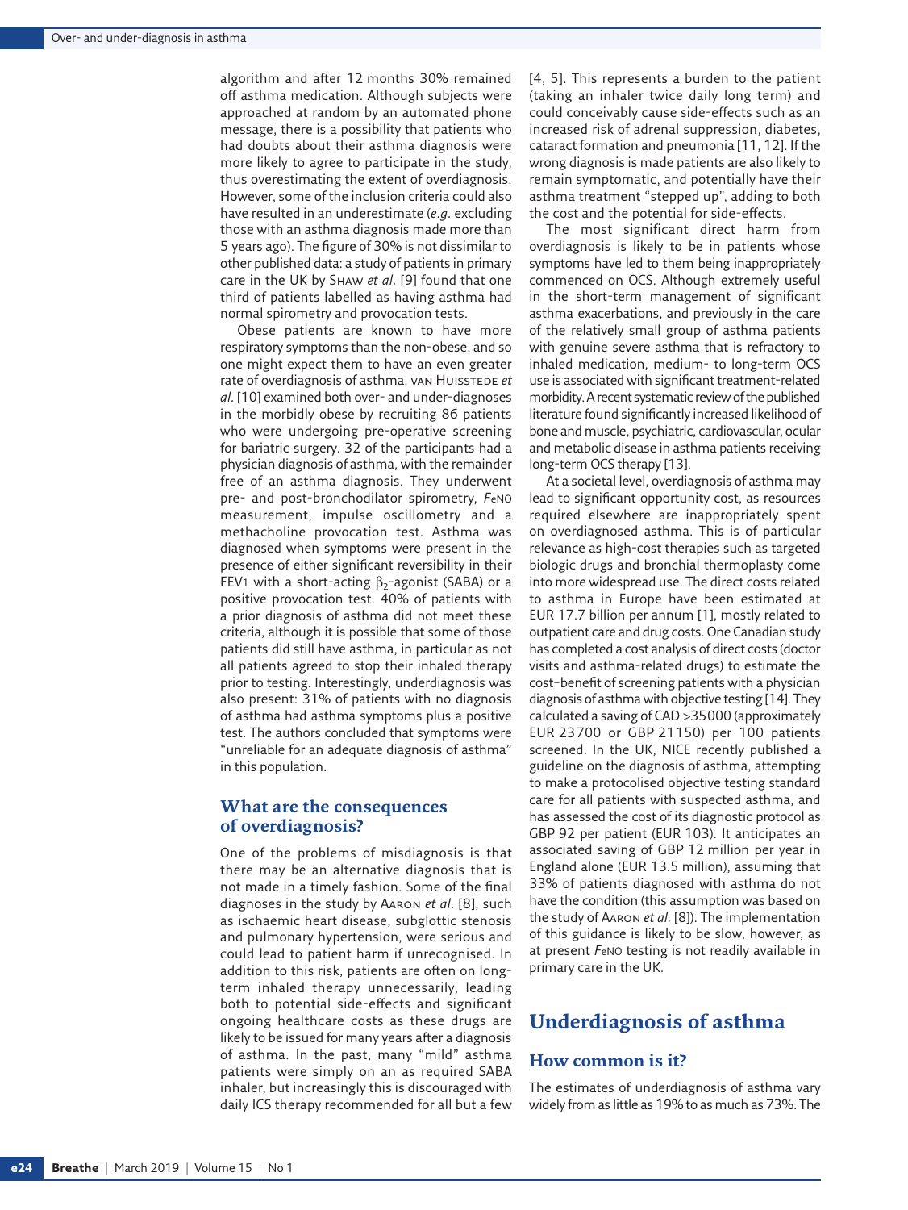algorithm and after 12 months 30% remained off asthma medication. Although subjects were approached at random by an automated phone message, there is a possibility that patients who had doubts about their asthma diagnosis were more likely to agree to participate in the study, thus overestimating the extent of overdiagnosis. However, some of the inclusion criteria could also have resulted in an underestimate (*e.g.* excluding those with an asthma diagnosis made more than 5 years ago). The figure of 30% is not dissimilar to other published data: a study of patients in primary care in the UK by Shaw *et al.* [9] found that one third of patients labelled as having asthma had normal spirometry and provocation tests.

Obese patients are known to have more respiratory symptoms than the non-obese, and so one might expect them to have an even greater rate of overdiagnosis of asthma. van Huisstede *et al.* [10] examined both over- and under-diagnoses in the morbidly obese by recruiting 86 patients who were undergoing pre-operative screening for bariatric surgery. 32 of the participants had a physician diagnosis of asthma, with the remainder free of an asthma diagnosis. They underwent pre- and post-bronchodilator spirometry, *F*eNO measurement, impulse oscillometry and a methacholine provocation test. Asthma was diagnosed when symptoms were present in the presence of either significant reversibility in their FEV1 with a short-acting $\beta_2$-agonist (SABA) or a positive provocation test. 40% of patients with a prior diagnosis of asthma did not meet these criteria, although it is possible that some of those patients did still have asthma, in particular as not all patients agreed to stop their inhaled therapy prior to testing. Interestingly, underdiagnosis was also present: 31% of patients with no diagnosis of asthma had asthma symptoms plus a positive test. The authors concluded that symptoms were "unreliable for an adequate diagnosis of asthma" in this population.

### What are the consequences of overdiagnosis?

One of the problems of misdiagnosis is that there may be an alternative diagnosis that is not made in a timely fashion. Some of the final diagnoses in the study by Aaron *et al.* [8], such as ischaemic heart disease, subglottic stenosis and pulmonary hypertension, were serious and could lead to patient harm if unrecognised. In addition to this risk, patients are often on long-term inhaled therapy unnecessarily, leading both to potential side-effects and significant ongoing healthcare costs as these drugs are likely to be issued for many years after a diagnosis of asthma. In the past, many "mild" asthma patients were simply on an as required SABA inhaler, but increasingly this is discouraged with daily ICS therapy recommended for all but a few [4, 5]. This represents a burden to the patient (taking an inhaler twice daily long term) and could conceivably cause side-effects such as an increased risk of adrenal suppression, diabetes, cataract formation and pneumonia [11, 12]. If the wrong diagnosis is made patients are also likely to remain symptomatic, and potentially have their asthma treatment "stepped up", adding to both the cost and the potential for side-effects.

The most significant direct harm from overdiagnosis is likely to be in patients whose symptoms have led to them being inappropriately commenced on OCS. Although extremely useful in the short-term management of significant asthma exacerbations, and previously in the care of the relatively small group of asthma patients with genuine severe asthma that is refractory to inhaled medication, medium- to long-term OCS use is associated with significant treatment-related morbidity. A recent systematic review of the published literature found significantly increased likelihood of bone and muscle, psychiatric, cardiovascular, ocular and metabolic disease in asthma patients receiving long-term OCS therapy [13].

At a societal level, overdiagnosis of asthma may lead to significant opportunity cost, as resources required elsewhere are inappropriately spent on overdiagnosed asthma. This is of particular relevance as high-cost therapies such as targeted biologic drugs and bronchial thermoplasty come into more widespread use. The direct costs related to asthma in Europe have been estimated at EUR 17.7 billion per annum [1], mostly related to outpatient care and drug costs. One Canadian study has completed a cost analysis of direct costs (doctor visits and asthma-related drugs) to estimate the cost–benefit of screening patients with a physician diagnosis of asthma with objective testing [14]. They calculated a saving of CAD >35000 (approximately EUR 23700 or GBP 21150) per 100 patients screened. In the UK, NICE recently published a guideline on the diagnosis of asthma, attempting to make a protocolised objective testing standard care for all patients with suspected asthma, and has assessed the cost of its diagnostic protocol as GBP 92 per patient (EUR 103). It anticipates an associated saving of GBP 12 million per year in England alone (EUR 13.5 million), assuming that 33% of patients diagnosed with asthma do not have the condition (this assumption was based on the study of Aaron *et al.* [8]). The implementation of this guidance is likely to be slow, however, as at present *F*eNO testing is not readily available in primary care in the UK.

## Underdiagnosis of asthma

### How common is it?

The estimates of underdiagnosis of asthma vary widely from as little as 19% to as much as 73%. The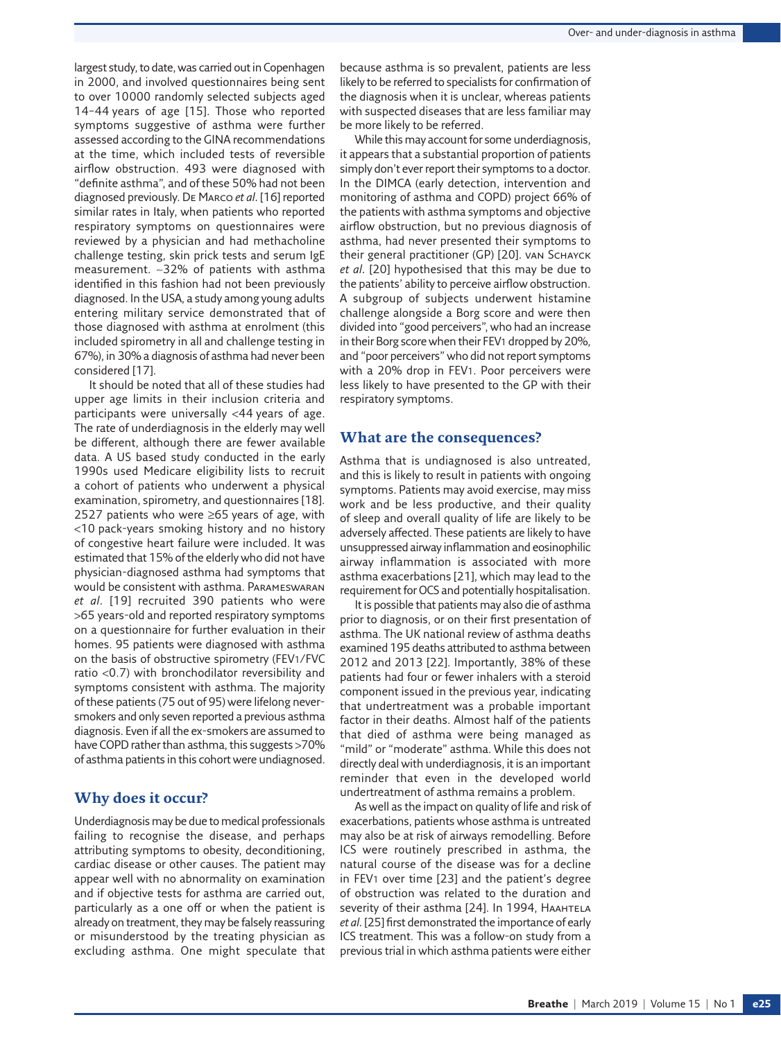largest study, to date, was carried out in Copenhagen in 2000, and involved questionnaires being sent to over 10000 randomly selected subjects aged 14–44 years of age [15]. Those who reported symptoms suggestive of asthma were further assessed according to the GINA recommendations at the time, which included tests of reversible airflow obstruction. 493 were diagnosed with "definite asthma", and of these 50% had not been diagnosed previously. De Marco *et al.* [16] reported similar rates in Italy, when patients who reported respiratory symptoms on questionnaires were reviewed by a physician and had methacholine challenge testing, skin prick tests and serum IgE measurement. ~32% of patients with asthma identified in this fashion had not been previously diagnosed. In the USA, a study among young adults entering military service demonstrated that of those diagnosed with asthma at enrolment (this included spirometry in all and challenge testing in 67%), in 30% a diagnosis of asthma had never been considered [17].

It should be noted that all of these studies had upper age limits in their inclusion criteria and participants were universally <44 years of age. The rate of underdiagnosis in the elderly may well be different, although there are fewer available data. A US based study conducted in the early 1990s used Medicare eligibility lists to recruit a cohort of patients who underwent a physical examination, spirometry, and questionnaires [18]. 2527 patients who were ≥65 years of age, with <10 pack-years smoking history and no history of congestive heart failure were included. It was estimated that 15% of the elderly who did not have physician-diagnosed asthma had symptoms that would be consistent with asthma. Parameswaran *et al.* [19] recruited 390 patients who were >65 years-old and reported respiratory symptoms on a questionnaire for further evaluation in their homes. 95 patients were diagnosed with asthma on the basis of obstructive spirometry ($FEV_1$/FVC ratio <0.7) with bronchodilator reversibility and symptoms consistent with asthma. The majority of these patients (75 out of 95) were lifelong never-smokers and only seven reported a previous asthma diagnosis. Even if all the ex-smokers are assumed to have COPD rather than asthma, this suggests >70% of asthma patients in this cohort were undiagnosed.

## Why does it occur?

Underdiagnosis may be due to medical professionals failing to recognise the disease, and perhaps attributing symptoms to obesity, deconditioning, cardiac disease or other causes. The patient may appear well with no abnormality on examination and if objective tests for asthma are carried out, particularly as a one off or when the patient is already on treatment, they may be falsely reassuring or misunderstood by the treating physician as excluding asthma. One might speculate that because asthma is so prevalent, patients are less likely to be referred to specialists for confirmation of the diagnosis when it is unclear, whereas patients with suspected diseases that are less familiar may be more likely to be referred.

While this may account for some underdiagnosis, it appears that a substantial proportion of patients simply don't ever report their symptoms to a doctor. In the DIMCA (early detection, intervention and monitoring of asthma and COPD) project 66% of the patients with asthma symptoms and objective airflow obstruction, but no previous diagnosis of asthma, had never presented their symptoms to their general practitioner (GP) [20]. van Schayck *et al.* [20] hypothesised that this may be due to the patients' ability to perceive airflow obstruction. A subgroup of subjects underwent histamine challenge alongside a Borg score and were then divided into "good perceivers", who had an increase in their Borg score when their $FEV_1$ dropped by 20%, and "poor perceivers" who did not report symptoms with a 20% drop in $FEV_1$. Poor perceivers were less likely to have presented to the GP with their respiratory symptoms.

## What are the consequences?

Asthma that is undiagnosed is also untreated, and this is likely to result in patients with ongoing symptoms. Patients may avoid exercise, may miss work and be less productive, and their quality of sleep and overall quality of life are likely to be adversely affected. These patients are likely to have unsuppressed airway inflammation and eosinophilic airway inflammation is associated with more asthma exacerbations [21], which may lead to the requirement for OCS and potentially hospitalisation.

It is possible that patients may also die of asthma prior to diagnosis, or on their first presentation of asthma. The UK national review of asthma deaths examined 195 deaths attributed to asthma between 2012 and 2013 [22]. Importantly, 38% of these patients had four or fewer inhalers with a steroid component issued in the previous year, indicating that undertreatment was a probable important factor in their deaths. Almost half of the patients that died of asthma were being managed as "mild" or "moderate" asthma. While this does not directly deal with underdiagnosis, it is an important reminder that even in the developed world undertreatment of asthma remains a problem.

As well as the impact on quality of life and risk of exacerbations, patients whose asthma is untreated may also be at risk of airways remodelling. Before ICS were routinely prescribed in asthma, the natural course of the disease was for a decline in $FEV_1$ over time [23] and the patient's degree of obstruction was related to the duration and severity of their asthma [24]. In 1994, Haahtela *et al.* [25] first demonstrated the importance of early ICS treatment. This was a follow-on study from a previous trial in which asthma patients were either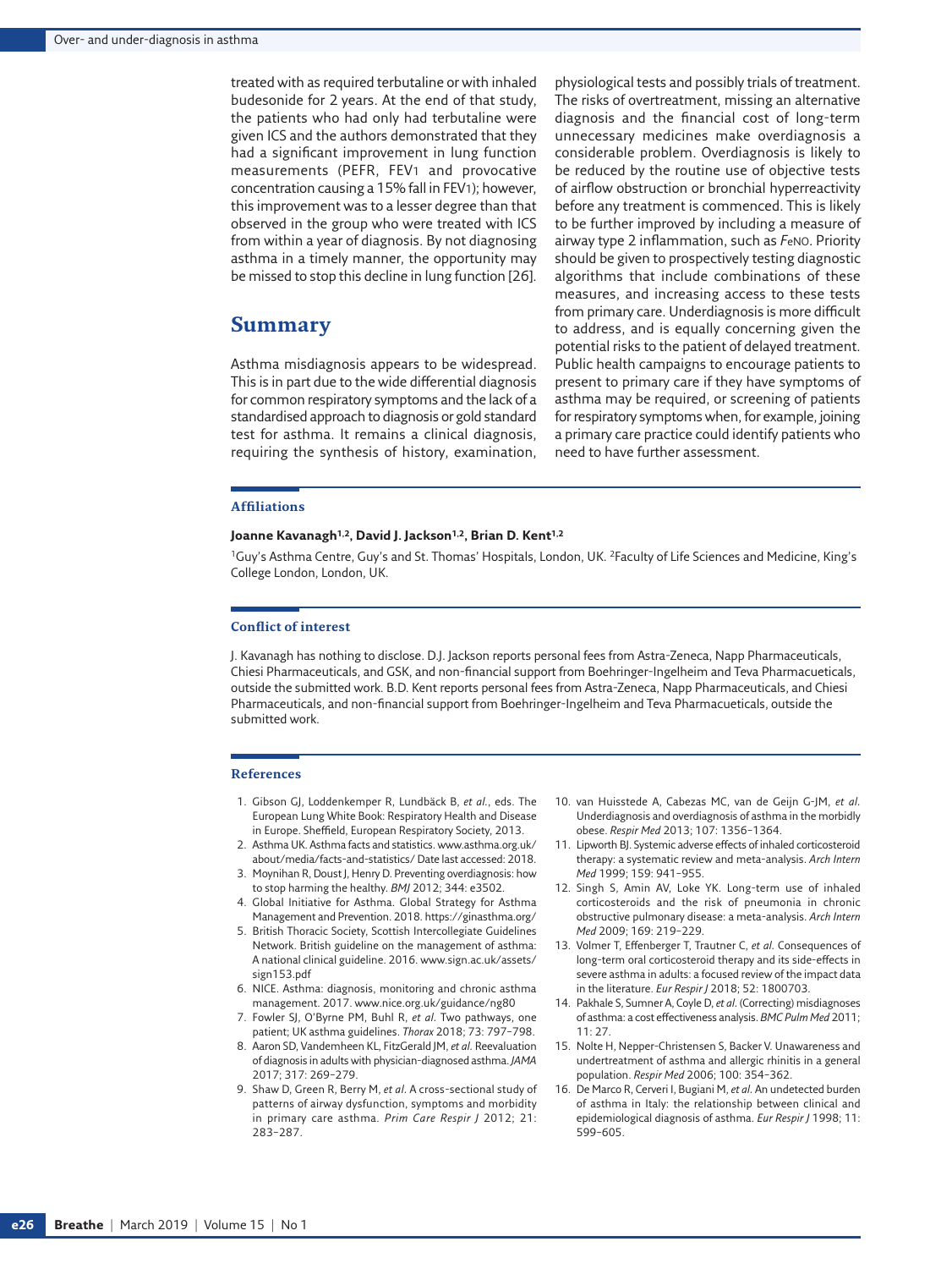treated with as required terbutaline or with inhaled budesonide for 2 years. At the end of that study, the patients who had only had terbutaline were given ICS and the authors demonstrated that they had a significant improvement in lung function measurements (PEFR, $FEV_1$ and provocative concentration causing a 15% fall in $FEV_1$); however, this improvement was to a lesser degree than that observed in the group who were treated with ICS from within a year of diagnosis. By not diagnosing asthma in a timely manner, the opportunity may be missed to stop this decline in lung function [26].

## Summary

Asthma misdiagnosis appears to be widespread. This is in part due to the wide differential diagnosis for common respiratory symptoms and the lack of a standardised approach to diagnosis or gold standard test for asthma. It remains a clinical diagnosis, requiring the synthesis of history, examination, physiological tests and possibly trials of treatment. The risks of overtreatment, missing an alternative diagnosis and the financial cost of long-term unnecessary medicines make overdiagnosis a considerable problem. Overdiagnosis is likely to be reduced by the routine use of objective tests of airflow obstruction or bronchial hyperreactivity before any treatment is commenced. This is likely to be further improved by including a measure of airway type 2 inflammation, such as $F_{eNO}$. Priority should be given to prospectively testing diagnostic algorithms that include combinations of these measures, and increasing access to these tests from primary care. Underdiagnosis is more difficult to address, and is equally concerning given the potential risks to the patient of delayed treatment. Public health campaigns to encourage patients to present to primary care if they have symptoms of asthma may be required, or screening of patients for respiratory symptoms when, for example, joining a primary care practice could identify patients who need to have further assessment.

### Affiliations

**Joanne Kavanagh[1,2], David J. Jackson[1,2], Brian D. Kent[1,2]**

[1]Guy's Asthma Centre, Guy's and St. Thomas' Hospitals, London, UK. [2]Faculty of Life Sciences and Medicine, King's College London, London, UK.

### Conflict of interest

J. Kavanagh has nothing to disclose. D.J. Jackson reports personal fees from Astra-Zeneca, Napp Pharmaceuticals, Chiesi Pharmaceuticals, and GSK, and non-financial support from Boehringer-Ingelheim and Teva Pharmacueticals, outside the submitted work. B.D. Kent reports personal fees from Astra-Zeneca, Napp Pharmaceuticals, and Chiesi Pharmaceuticals, and non-financial support from Boehringer-Ingelheim and Teva Pharmacueticals, outside the submitted work.

### References

1. Gibson GJ, Loddenkemper R, Lundbäck B, *et al.*, eds. The European Lung White Book: Respiratory Health and Disease in Europe. Sheffield, European Respiratory Society, 2013.
2. Asthma UK. Asthma facts and statistics. www.asthma.org.uk/about/media/facts-and-statistics/ Date last accessed: 2018.
3. Moynihan R, Doust J, Henry D. Preventing overdiagnosis: how to stop harming the healthy. *BMJ* 2012; 344: e3502.
4. Global Initiative for Asthma. Global Strategy for Asthma Management and Prevention. 2018. https://ginasthma.org/
5. British Thoracic Society, Scottish Intercollegiate Guidelines Network. British guideline on the management of asthma: A national clinical guideline. 2016. www.sign.ac.uk/assets/sign153.pdf
6. NICE. Asthma: diagnosis, monitoring and chronic asthma management. 2017. www.nice.org.uk/guidance/ng80
7. Fowler SJ, O'Byrne PM, Buhl R, *et al*. Two pathways, one patient; UK asthma guidelines. *Thorax* 2018; 73: 797–798.
8. Aaron SD, Vandemheen KL, FitzGerald JM, *et al*. Reevaluation of diagnosis in adults with physician-diagnosed asthma. *JAMA* 2017; 317: 269–279.
9. Shaw D, Green R, Berry M, *et al*. A cross-sectional study of patterns of airway dysfunction, symptoms and morbidity in primary care asthma. *Prim Care Respir J* 2012; 21: 283–287.
10. van Huisstede A, Cabezas MC, van de Geijn G-JM, *et al*. Underdiagnosis and overdiagnosis of asthma in the morbidly obese. *Respir Med* 2013; 107: 1356–1364.
11. Lipworth BJ. Systemic adverse effects of inhaled corticosteroid therapy: a systematic review and meta-analysis. *Arch Intern Med* 1999; 159: 941–955.
12. Singh S, Amin AV, Loke YK. Long-term use of inhaled corticosteroids and the risk of pneumonia in chronic obstructive pulmonary disease: a meta-analysis. *Arch Intern Med* 2009; 169: 219–229.
13. Volmer T, Effenberger T, Trautner C, *et al*. Consequences of long-term oral corticosteroid therapy and its side-effects in severe asthma in adults: a focused review of the impact data in the literature. *Eur Respir J* 2018; 52: 1800703.
14. Pakhale S, Sumner A, Coyle D, *et al*. (Correcting) misdiagnoses of asthma: a cost effectiveness analysis. *BMC Pulm Med* 2011; 11: 27.
15. Nolte H, Nepper-Christensen S, Backer V. Unawareness and undertreatment of asthma and allergic rhinitis in a general population. *Respir Med* 2006; 100: 354–362.
16. De Marco R, Cerveri I, Bugiani M, *et al*. An undetected burden of asthma in Italy: the relationship between clinical and epidemiological diagnosis of asthma. *Eur Respir J* 1998; 11: 599–605.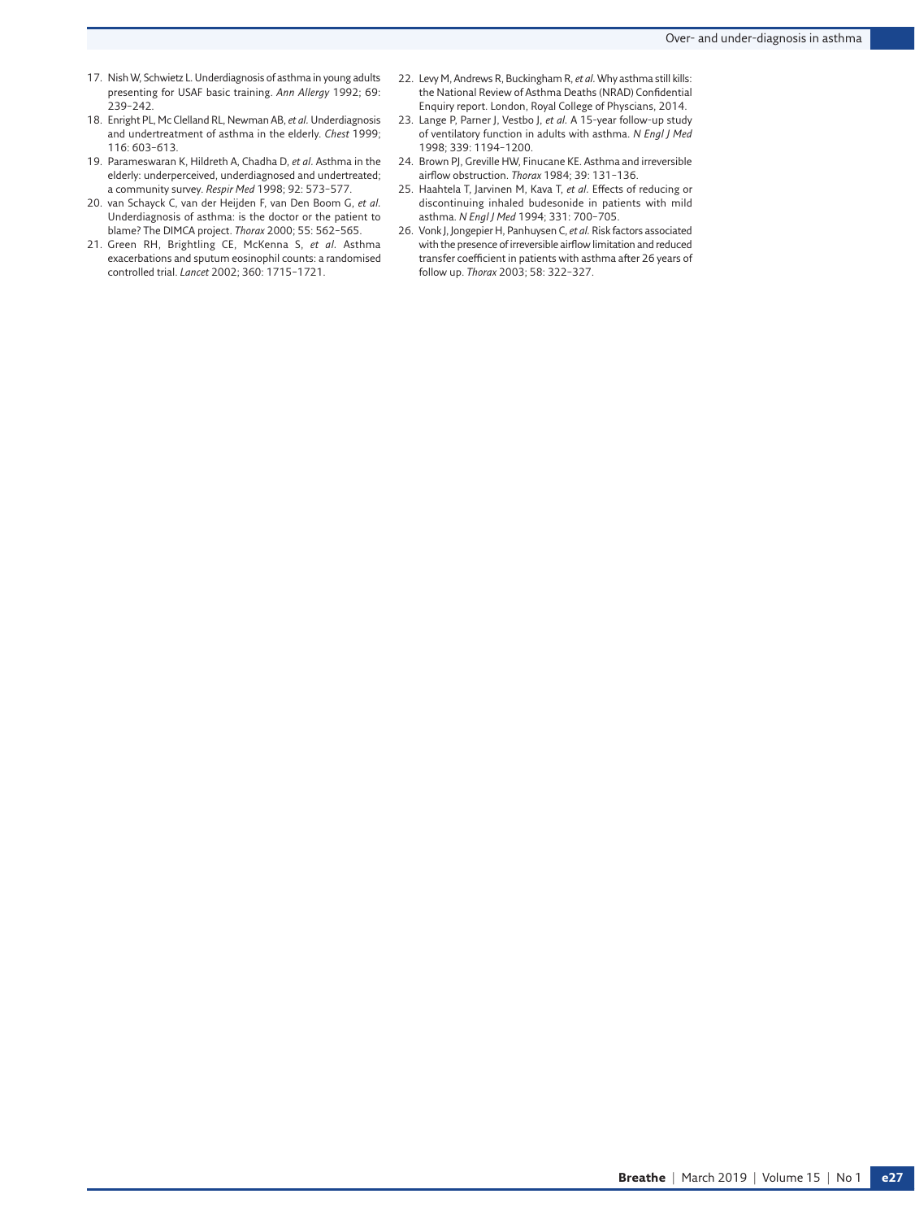17. Nish W, Schwietz L. Underdiagnosis of asthma in young adults presenting for USAF basic training. *Ann Allergy* 1992; 69: 239–242.
18. Enright PL, Mc Clelland RL, Newman AB, *et al.* Underdiagnosis and undertreatment of asthma in the elderly. *Chest* 1999; 116: 603–613.
19. Parameswaran K, Hildreth A, Chadha D, *et al*. Asthma in the elderly: underperceived, underdiagnosed and undertreated; a community survey. *Respir Med* 1998; 92: 573–577.
20. van Schayck C, van der Heijden F, van Den Boom G, *et al.* Underdiagnosis of asthma: is the doctor or the patient to blame? The DIMCA project. *Thorax* 2000; 55: 562–565.
21. Green RH, Brightling CE, McKenna S, *et al.* Asthma exacerbations and sputum eosinophil counts: a randomised controlled trial. *Lancet* 2002; 360: 1715–1721.
22. Levy M, Andrews R, Buckingham R, *et al.* Why asthma still kills: the National Review of Asthma Deaths (NRAD) Confidential Enquiry report. London, Royal College of Physcians, 2014.
23. Lange P, Parner J, Vestbo J, *et al.* A 15-year follow-up study of ventilatory function in adults with asthma. *N Engl J Med* 1998; 339: 1194–1200.
24. Brown PJ, Greville HW, Finucane KE. Asthma and irreversible airflow obstruction. *Thorax* 1984; 39: 131–136.
25. Haahtela T, Jarvinen M, Kava T, *et al*. Effects of reducing or discontinuing inhaled budesonide in patients with mild asthma. *N Engl J Med* 1994; 331: 700–705.
26. Vonk J, Jongepier H, Panhuysen C, *et al.* Risk factors associated with the presence of irreversible airflow limitation and reduced transfer coefficient in patients with asthma after 26 years of follow up. *Thorax* 2003; 58: 322–327.